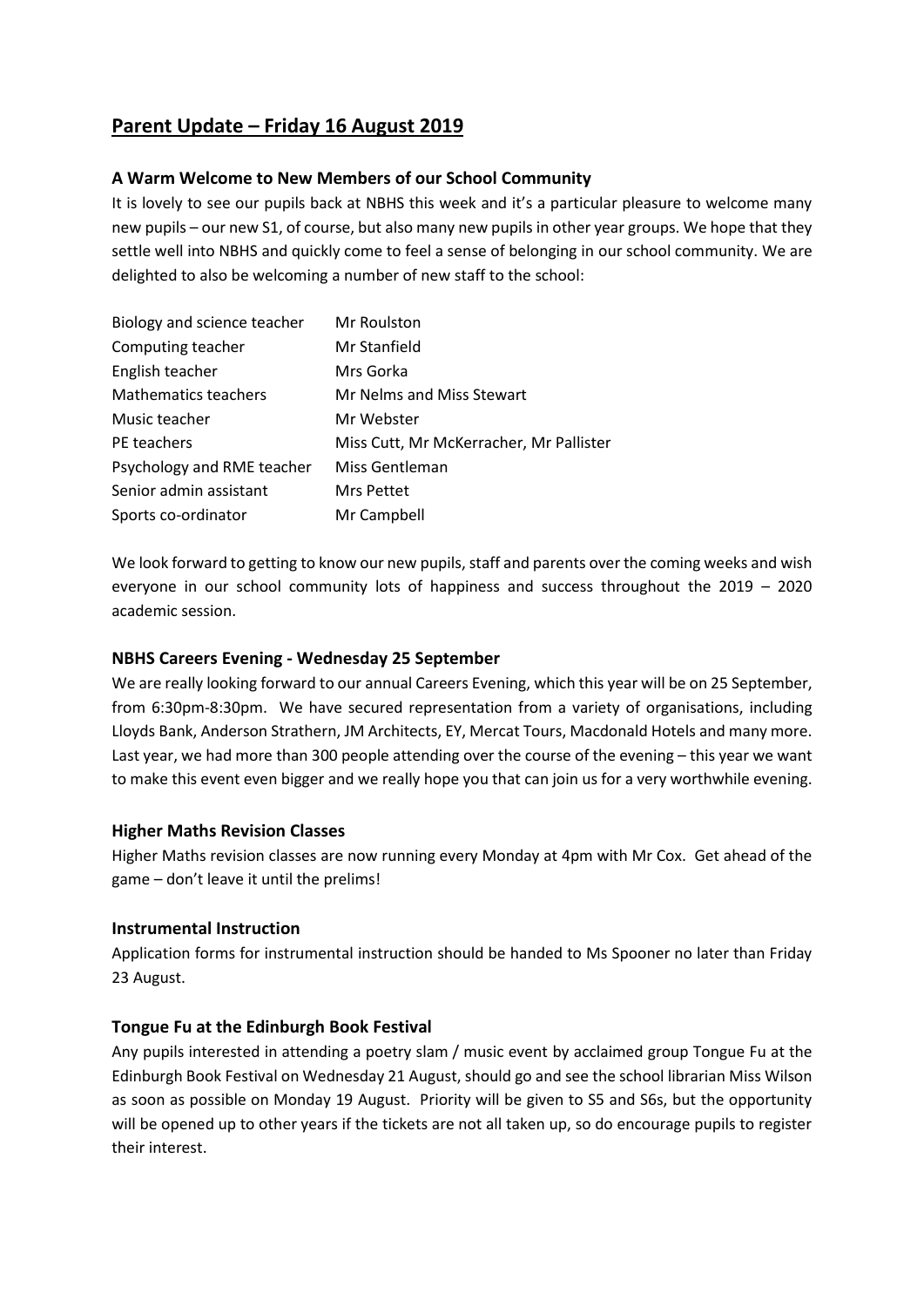# Parent Update – Friday 16 August 2019

### A Warm Welcome to New Members of our School Community

It is lovely to see our pupils back at NBHS this week and it's a particular pleasure to welcome many new pupils – our new S1, of course, but also many new pupils in other year groups. We hope that they settle well into NBHS and quickly come to feel a sense of belonging in our school community. We are delighted to also be welcoming a number of new staff to the school:

| | |
|---|---|
| Biology and science teacher | Mr Roulston |
| Computing teacher | Mr Stanfield |
| English teacher | Mrs Gorka |
| Mathematics teachers | Mr Nelms and Miss Stewart |
| Music teacher | Mr Webster |
| PE teachers | Miss Cutt, Mr McKerracher, Mr Pallister |
| Psychology and RME teacher | Miss Gentleman |
| Senior admin assistant | Mrs Pettet |
| Sports co-ordinator | Mr Campbell |

We look forward to getting to know our new pupils, staff and parents over the coming weeks and wish everyone in our school community lots of happiness and success throughout the 2019 – 2020 academic session.

### NBHS Careers Evening - Wednesday 25 September

We are really looking forward to our annual Careers Evening, which this year will be on 25 September, from 6:30pm-8:30pm. We have secured representation from a variety of organisations, including Lloyds Bank, Anderson Strathern, JM Architects, EY, Mercat Tours, Macdonald Hotels and many more. Last year, we had more than 300 people attending over the course of the evening – this year we want to make this event even bigger and we really hope you that can join us for a very worthwhile evening.

### Higher Maths Revision Classes

Higher Maths revision classes are now running every Monday at 4pm with Mr Cox. Get ahead of the game – don't leave it until the prelims!

### Instrumental Instruction

Application forms for instrumental instruction should be handed to Ms Spooner no later than Friday 23 August.

### Tongue Fu at the Edinburgh Book Festival

Any pupils interested in attending a poetry slam / music event by acclaimed group Tongue Fu at the Edinburgh Book Festival on Wednesday 21 August, should go and see the school librarian Miss Wilson as soon as possible on Monday 19 August. Priority will be given to S5 and S6s, but the opportunity will be opened up to other years if the tickets are not all taken up, so do encourage pupils to register their interest.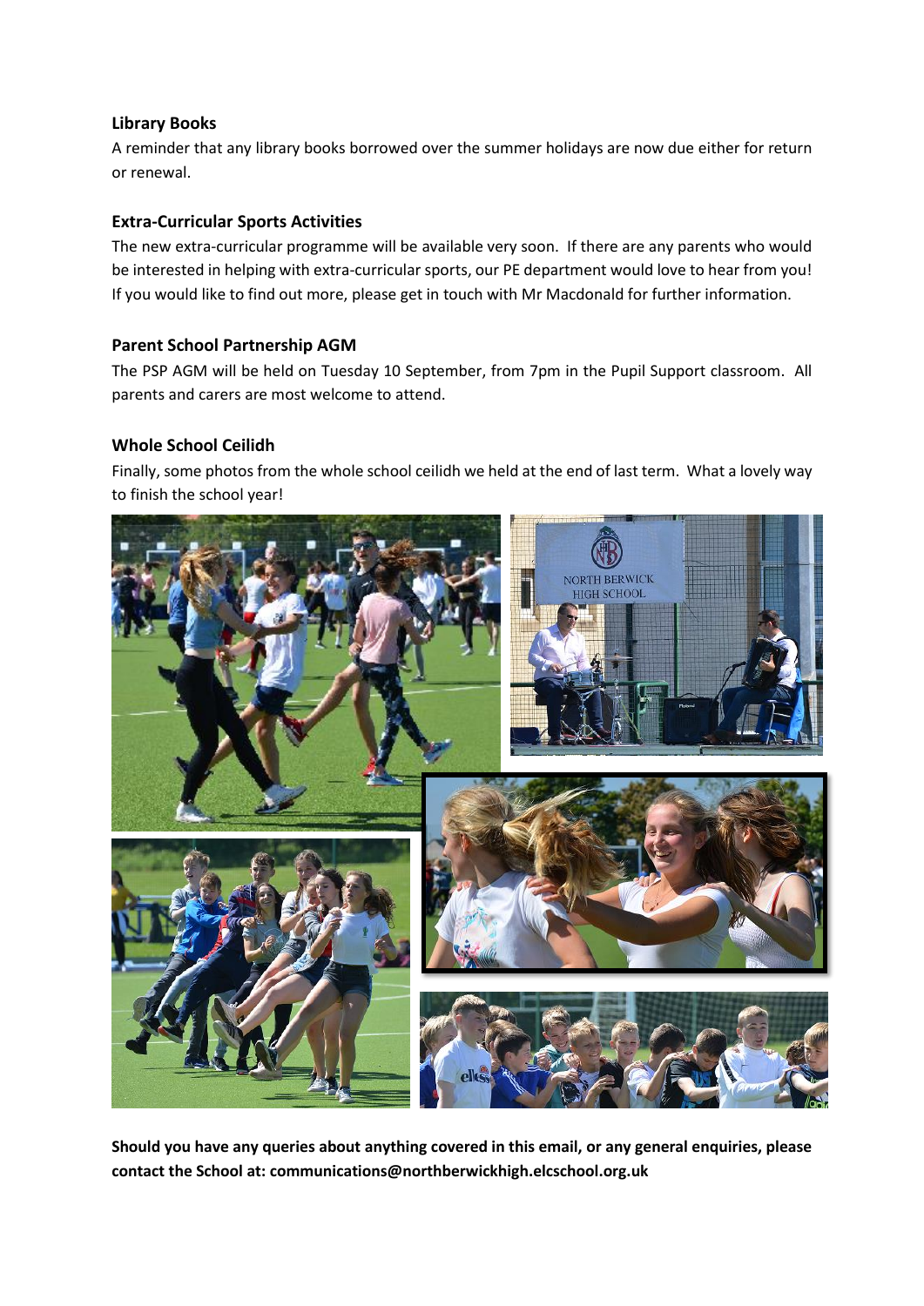### Library Books

A reminder that any library books borrowed over the summer holidays are now due either for return or renewal.

### Extra-Curricular Sports Activities

The new extra-curricular programme will be available very soon. If there are any parents who would be interested in helping with extra-curricular sports, our PE department would love to hear from you! If you would like to find out more, please get in touch with Mr Macdonald for further information.

### Parent School Partnership AGM

The PSP AGM will be held on Tuesday 10 September, from 7pm in the Pupil Support classroom. All parents and carers are most welcome to attend.

### Whole School Ceilidh

Finally, some photos from the whole school ceilidh we held at the end of last term. What a lovely way to finish the school year!

**Should you have any queries about anything covered in this email, or any general enquiries, please contact the School at: communications@northberwickhigh.elcschool.org.uk**